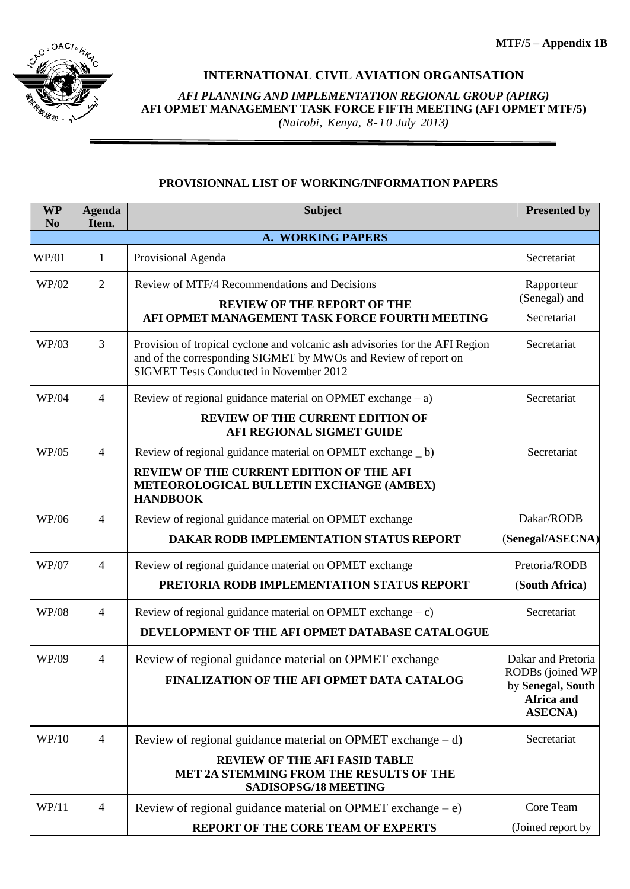MTF/5 – Appendix 1B

## INTERNATIONAL CIVIL AVIATION ORGANISATION

*AFI PLANNING AND IMPLEMENTATION REGIONAL GROUP (APIRG)*
**AFI OPMET MANAGEMENT TASK FORCE FIFTH MEETING (AFI OPMET MTF/5)**
*(Nairobi, Kenya, 8-10 July 2013)*

### PROVISIONNAL LIST OF WORKING/INFORMATION PAPERS

| WP No | Agenda Item. | Subject | Presented by |
|---|---|---|---|
| **A. WORKING PAPERS** | | | |
| WP/01 | 1 | Provisional Agenda | Secretariat |
| WP/02 | 2 | Review of MTF/4 Recommendations and Decisions<br>**REVIEW OF THE REPORT OF THE AFI OPMET MANAGEMENT TASK FORCE FOURTH MEETING** | Rapporteur (Senegal) and Secretariat |
| WP/03 | 3 | Provision of tropical cyclone and volcanic ash advisories for the AFI Region and of the corresponding SIGMET by MWOs and Review of report on SIGMET Tests Conducted in November 2012 | Secretariat |
| WP/04 | 4 | Review of regional guidance material on OPMET exchange – a)<br>**REVIEW OF THE CURRENT EDITION OF AFI REGIONAL SIGMET GUIDE** | Secretariat |
| WP/05 | 4 | Review of regional guidance material on OPMET exchange _ b)<br>**REVIEW OF THE CURRENT EDITION OF THE AFI METEOROLOGICAL BULLETIN EXCHANGE (AMBEX) HANDBOOK** | Secretariat |
| WP/06 | 4 | Review of regional guidance material on OPMET exchange<br>**DAKAR RODB IMPLEMENTATION STATUS REPORT** | Dakar/RODB (**Senegal/ASECNA**) |
| WP/07 | 4 | Review of regional guidance material on OPMET exchange<br>**PRETORIA RODB IMPLEMENTATION STATUS REPORT** | Pretoria/RODB (**South Africa**) |
| WP/08 | 4 | Review of regional guidance material on OPMET exchange – c)<br>**DEVELOPMENT OF THE AFI OPMET DATABASE CATALOGUE** | Secretariat |
| WP/09 | 4 | Review of regional guidance material on OPMET exchange<br>**FINALIZATION OF THE AFI OPMET DATA CATALOG** | Dakar and Pretoria RODBs (joined WP by **Senegal, South Africa and ASECNA**) |
| WP/10 | 4 | Review of regional guidance material on OPMET exchange – d)<br>**REVIEW OF THE AFI FASID TABLE MET 2A STEMMING FROM THE RESULTS OF THE SADISOPSG/18 MEETING** | Secretariat |
| WP/11 | 4 | Review of regional guidance material on OPMET exchange – e)<br>**REPORT OF THE CORE TEAM OF EXPERTS** | Core Team (Joined report by |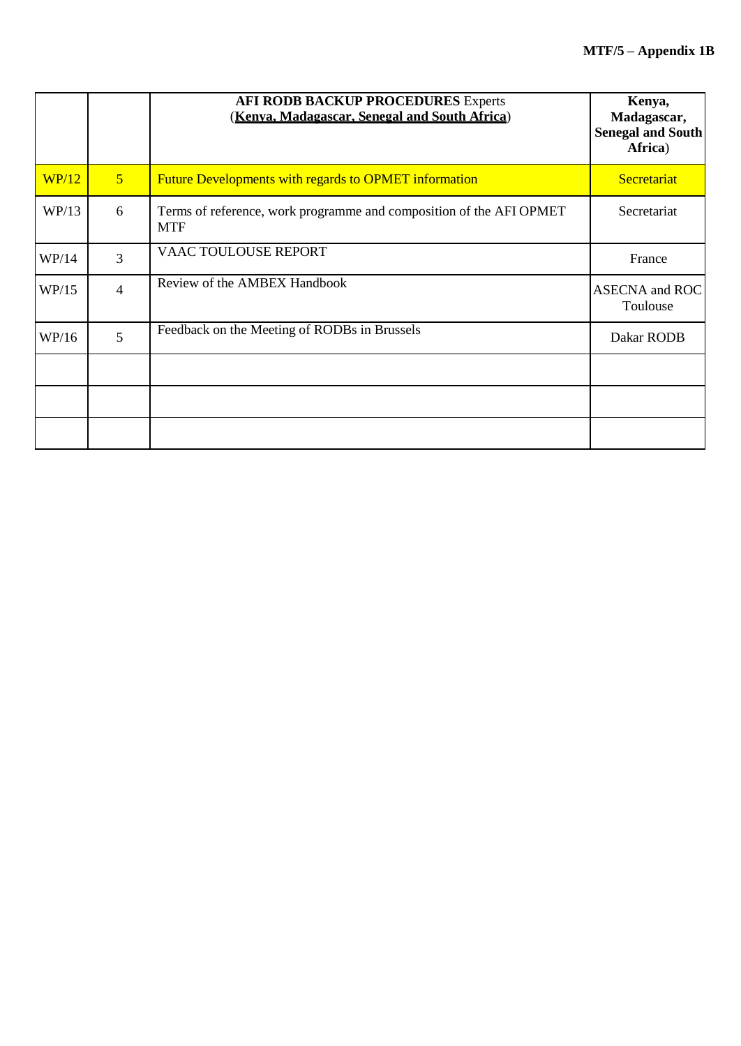| | | **AFI RODB BACKUP PROCEDURES** Experts (**Kenya, Madagascar, Senegal and South Africa**) | **Kenya, Madagascar, Senegal and South Africa**) |
|---|---|---|---|
| WP/12 | 5 | Future Developments with regards to OPMET information | Secretariat |
| WP/13 | 6 | Terms of reference, work programme and composition of the AFI OPMET MTF | Secretariat |
| WP/14 | 3 | VAAC TOULOUSE REPORT | France |
| WP/15 | 4 | Review of the AMBEX Handbook | ASECNA and ROC Toulouse |
| WP/16 | 5 | Feedback on the Meeting of RODBs in Brussels | Dakar RODB |
| | | | |
| | | | |
| | | | |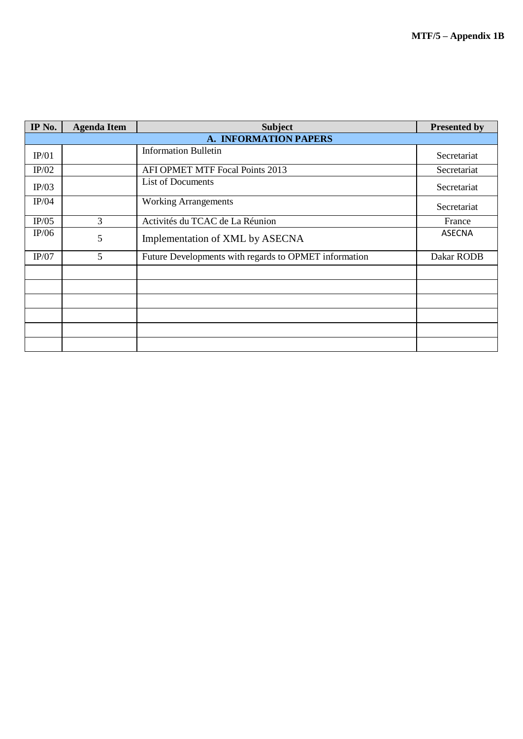**MTF/5 – Appendix 1B**

| IP No. | Agenda Item | Subject | Presented by |
|---|---|---|---|
| **A. INFORMATION PAPERS** | | | |
| IP/01 | | Information Bulletin | Secretariat |
| IP/02 | | AFI OPMET MTF Focal Points 2013 | Secretariat |
| IP/03 | | List of Documents | Secretariat |
| IP/04 | | Working Arrangements | Secretariat |
| IP/05 | 3 | Activités du TCAC de La Réunion | France |
| IP/06 | 5 | Implementation of XML by ASECNA | ASECNA |
| IP/07 | 5 | Future Developments with regards to OPMET information | Dakar RODB |
| | | | |
| | | | |
| | | | |
| | | | |
| | | | |
| | | | |